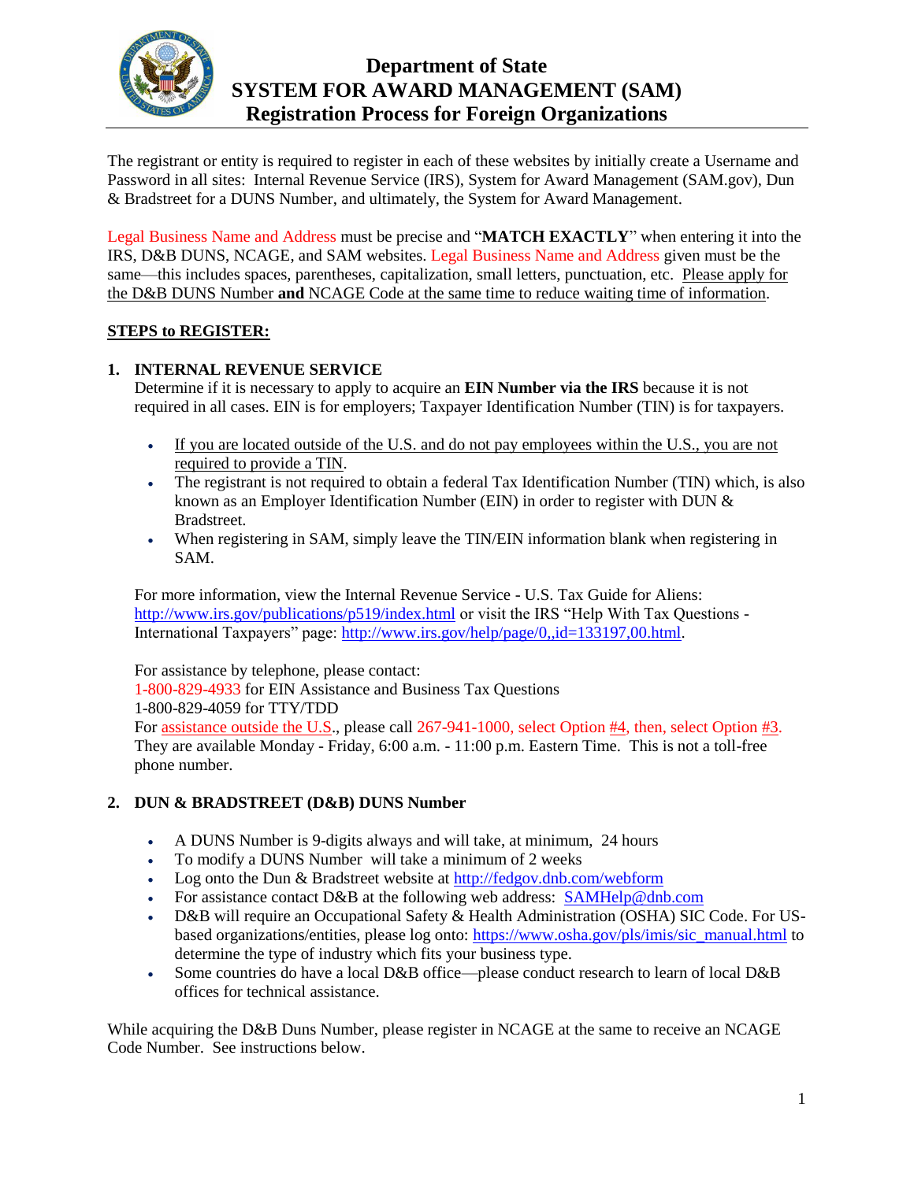# Department of State
## SYSTEM FOR AWARD MANAGEMENT (SAM)
## Registration Process for Foreign Organizations

The registrant or entity is required to register in each of these websites by initially create a Username and Password in all sites: Internal Revenue Service (IRS), System for Award Management (SAM.gov), Dun & Bradstreet for a DUNS Number, and ultimately, the System for Award Management.

Legal Business Name and Address must be precise and "**MATCH EXACTLY**" when entering it into the IRS, D&B DUNS, NCAGE, and SAM websites. Legal Business Name and Address given must be the same—this includes spaces, parentheses, capitalization, small letters, punctuation, etc. Please apply for the D&B DUNS Number **and** NCAGE Code at the same time to reduce waiting time of information.

**STEPS to REGISTER:**

1. **INTERNAL REVENUE SERVICE**

   Determine if it is necessary to apply to acquire an **EIN Number via the IRS** because it is not required in all cases. EIN is for employers; Taxpayer Identification Number (TIN) is for taxpayers.

   - If you are located outside of the U.S. and do not pay employees within the U.S., you are not required to provide a TIN.
   - The registrant is not required to obtain a federal Tax Identification Number (TIN) which, is also known as an Employer Identification Number (EIN) in order to register with DUN & Bradstreet.
   - When registering in SAM, simply leave the TIN/EIN information blank when registering in SAM.

   For more information, view the Internal Revenue Service - U.S. Tax Guide for Aliens: http://www.irs.gov/publications/p519/index.html or visit the IRS "Help With Tax Questions - International Taxpayers" page: http://www.irs.gov/help/page/0,,id=133197,00.html.

   For assistance by telephone, please contact:
   1-800-829-4933 for EIN Assistance and Business Tax Questions
   1-800-829-4059 for TTY/TDD
   For assistance outside the U.S., please call 267-941-1000, select Option #4, then, select Option #3. They are available Monday - Friday, 6:00 a.m. - 11:00 p.m. Eastern Time. This is not a toll-free phone number.

2. **DUN & BRADSTREET (D&B) DUNS Number**

   - A DUNS Number is 9-digits always and will take, at minimum, 24 hours
   - To modify a DUNS Number will take a minimum of 2 weeks
   - Log onto the Dun & Bradstreet website at http://fedgov.dnb.com/webform
   - For assistance contact D&B at the following web address: SAMHelp@dnb.com
   - D&B will require an Occupational Safety & Health Administration (OSHA) SIC Code. For US-based organizations/entities, please log onto: https://www.osha.gov/pls/imis/sic_manual.html to determine the type of industry which fits your business type.
   - Some countries do have a local D&B office—please conduct research to learn of local D&B offices for technical assistance.

While acquiring the D&B Duns Number, please register in NCAGE at the same to receive an NCAGE Code Number. See instructions below.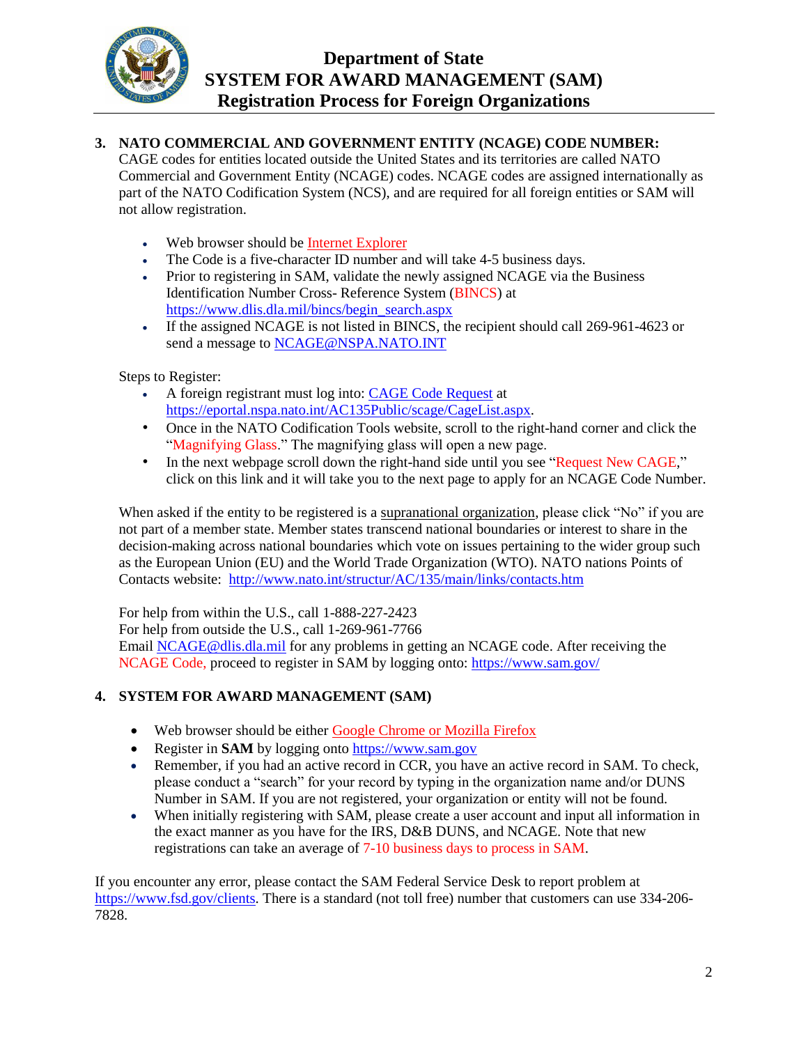# Department of State
# SYSTEM FOR AWARD MANAGEMENT (SAM)
# Registration Process for Foreign Organizations

## 3. NATO COMMERCIAL AND GOVERNMENT ENTITY (NCAGE) CODE NUMBER:

CAGE codes for entities located outside the United States and its territories are called NATO Commercial and Government Entity (NCAGE) codes. NCAGE codes are assigned internationally as part of the NATO Codification System (NCS), and are required for all foreign entities or SAM will not allow registration.

- Web browser should be Internet Explorer
- The Code is a five-character ID number and will take 4-5 business days.
- Prior to registering in SAM, validate the newly assigned NCAGE via the Business Identification Number Cross- Reference System (BINCS) at https://www.dlis.dla.mil/bincs/begin_search.aspx
- If the assigned NCAGE is not listed in BINCS, the recipient should call 269-961-4623 or send a message to NCAGE@NSPA.NATO.INT

Steps to Register:

- A foreign registrant must log into: CAGE Code Request at https://eportal.nspa.nato.int/AC135Public/scage/CageList.aspx.
- Once in the NATO Codification Tools website, scroll to the right-hand corner and click the "Magnifying Glass." The magnifying glass will open a new page.
- In the next webpage scroll down the right-hand side until you see "Request New CAGE," click on this link and it will take you to the next page to apply for an NCAGE Code Number.

When asked if the entity to be registered is a supranational organization, please click "No" if you are not part of a member state. Member states transcend national boundaries or interest to share in the decision-making across national boundaries which vote on issues pertaining to the wider group such as the European Union (EU) and the World Trade Organization (WTO). NATO nations Points of Contacts website: http://www.nato.int/structur/AC/135/main/links/contacts.htm

For help from within the U.S., call 1-888-227-2423
For help from outside the U.S., call 1-269-961-7766
Email NCAGE@dlis.dla.mil for any problems in getting an NCAGE code. After receiving the NCAGE Code, proceed to register in SAM by logging onto: https://www.sam.gov/

## 4. SYSTEM FOR AWARD MANAGEMENT (SAM)

- Web browser should be either Google Chrome or Mozilla Firefox
- Register in **SAM** by logging onto https://www.sam.gov
- Remember, if you had an active record in CCR, you have an active record in SAM. To check, please conduct a "search" for your record by typing in the organization name and/or DUNS Number in SAM. If you are not registered, your organization or entity will not be found.
- When initially registering with SAM, please create a user account and input all information in the exact manner as you have for the IRS, D&B DUNS, and NCAGE. Note that new registrations can take an average of 7-10 business days to process in SAM.

If you encounter any error, please contact the SAM Federal Service Desk to report problem at https://www.fsd.gov/clients. There is a standard (not toll free) number that customers can use 334-206-7828.